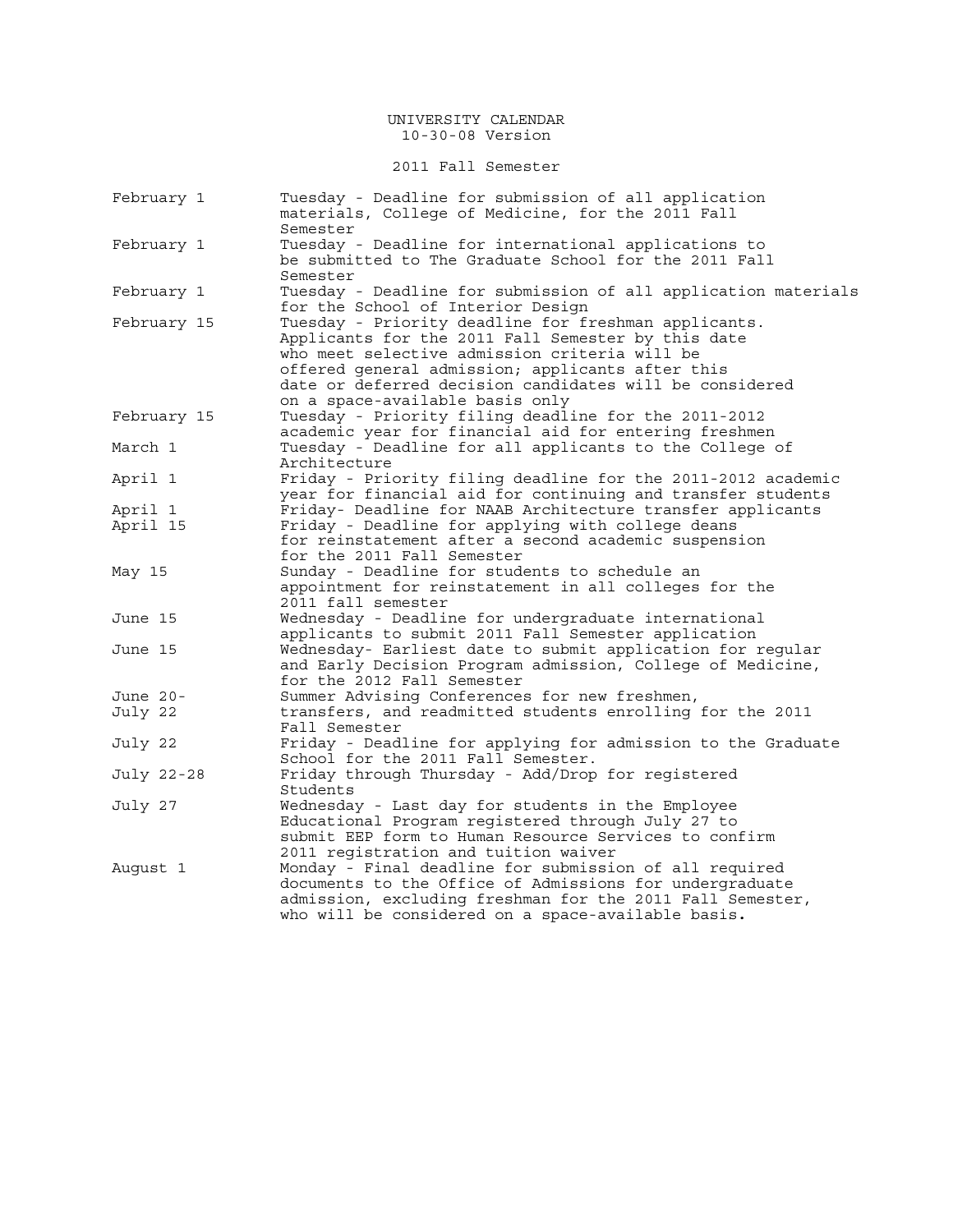# UNIVERSITY CALENDAR

10-30-08 Version

## 2011 Fall Semester

| Date | Event |
| --- | --- |
| February 1 | Tuesday - Deadline for submission of all application materials, College of Medicine, for the 2011 Fall Semester |
| February 1 | Tuesday - Deadline for international applications to be submitted to The Graduate School for the 2011 Fall Semester |
| February 1 | Tuesday - Deadline for submission of all application materials for the School of Interior Design |
| February 15 | Tuesday - Priority deadline for freshman applicants. Applicants for the 2011 Fall Semester by this date who meet selective admission criteria will be offered general admission; applicants after this date or deferred decision candidates will be considered on a space-available basis only |
| February 15 | Tuesday - Priority filing deadline for the 2011-2012 academic year for financial aid for entering freshmen |
| March 1 | Tuesday - Deadline for all applicants to the College of Architecture |
| April 1 | Friday - Priority filing deadline for the 2011-2012 academic year for financial aid for continuing and transfer students |
| April 1 | Friday- Deadline for NAAB Architecture transfer applicants |
| April 15 | Friday - Deadline for applying with college deans for reinstatement after a second academic suspension for the 2011 Fall Semester |
| May 15 | Sunday - Deadline for students to schedule an appointment for reinstatement in all colleges for the 2011 fall semester |
| June 15 | Wednesday - Deadline for undergraduate international applicants to submit 2011 Fall Semester application |
| June 15 | Wednesday- Earliest date to submit application for regular and Early Decision Program admission, College of Medicine, for the 2012 Fall Semester |
| June 20-July 22 | Summer Advising Conferences for new freshmen, transfers, and readmitted students enrolling for the 2011 Fall Semester |
| July 22 | Friday - Deadline for applying for admission to the Graduate School for the 2011 Fall Semester. |
| July 22-28 | Friday through Thursday - Add/Drop for registered Students |
| July 27 | Wednesday - Last day for students in the Employee Educational Program registered through July 27 to submit EEP form to Human Resource Services to confirm 2011 registration and tuition waiver |
| August 1 | Monday - Final deadline for submission of all required documents to the Office of Admissions for undergraduate admission, excluding freshman for the 2011 Fall Semester, who will be considered on a space-available basis. |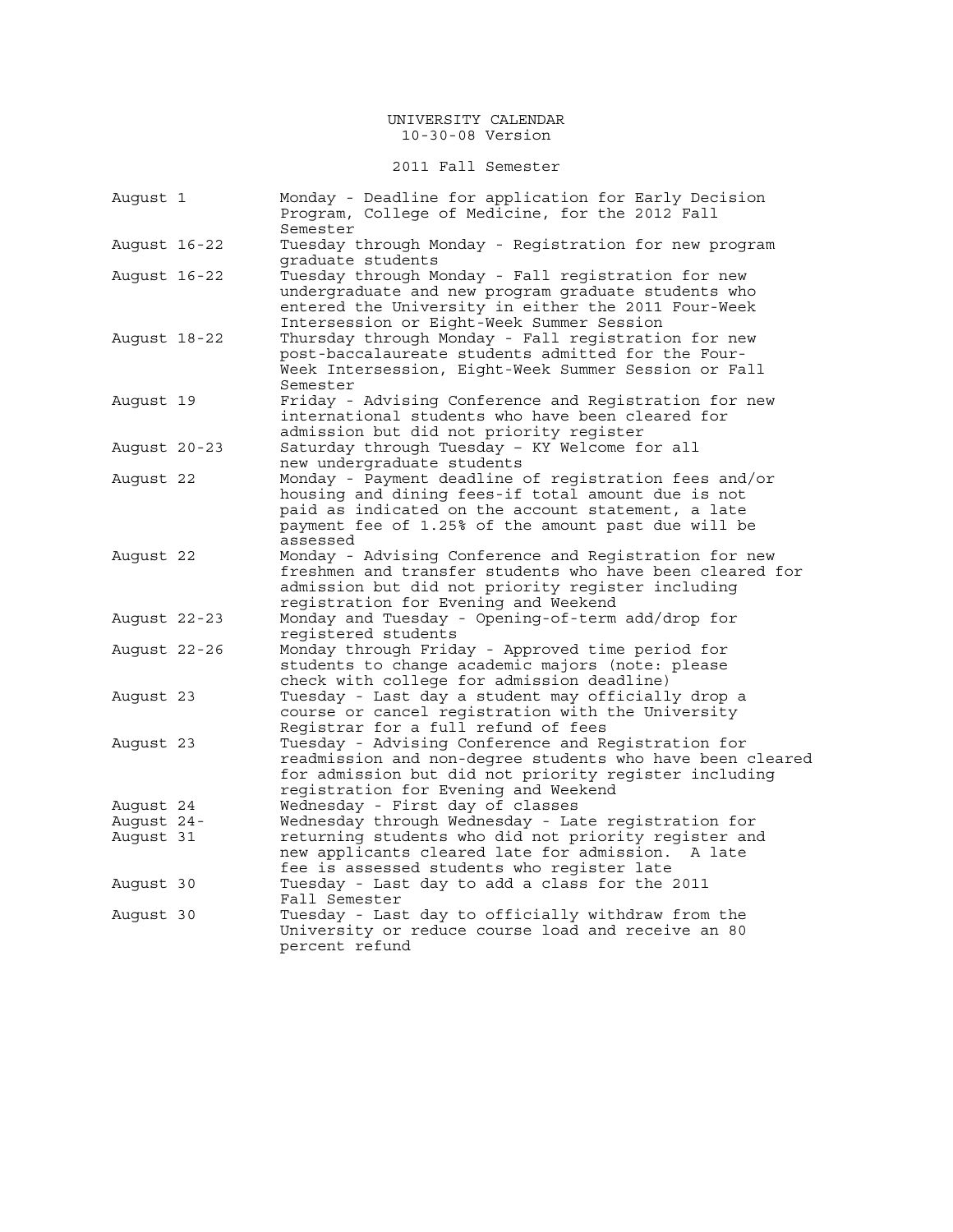UNIVERSITY CALENDAR
10-30-08 Version

2011 Fall Semester

| Date | Event |
|---|---|
| August 1 | Monday - Deadline for application for Early Decision Program, College of Medicine, for the 2012 Fall Semester |
| August 16-22 | Tuesday through Monday - Registration for new program graduate students |
| August 16-22 | Tuesday through Monday - Fall registration for new undergraduate and new program graduate students who entered the University in either the 2011 Four-Week Intersession or Eight-Week Summer Session |
| August 18-22 | Thursday through Monday - Fall registration for new post-baccalaureate students admitted for the Four-Week Intersession, Eight-Week Summer Session or Fall Semester |
| August 19 | Friday - Advising Conference and Registration for new international students who have been cleared for admission but did not priority register |
| August 20-23 | Saturday through Tuesday – KY Welcome for all new undergraduate students |
| August 22 | Monday - Payment deadline of registration fees and/or housing and dining fees-if total amount due is not paid as indicated on the account statement, a late payment fee of 1.25% of the amount past due will be assessed |
| August 22 | Monday - Advising Conference and Registration for new freshmen and transfer students who have been cleared for admission but did not priority register including registration for Evening and Weekend |
| August 22-23 | Monday and Tuesday - Opening-of-term add/drop for registered students |
| August 22-26 | Monday through Friday - Approved time period for students to change academic majors (note: please check with college for admission deadline) |
| August 23 | Tuesday - Last day a student may officially drop a course or cancel registration with the University Registrar for a full refund of fees |
| August 23 | Tuesday - Advising Conference and Registration for readmission and non-degree students who have been cleared for admission but did not priority register including registration for Evening and Weekend |
| August 24 | Wednesday - First day of classes |
| August 24-August 31 | Wednesday through Wednesday - Late registration for returning students who did not priority register and new applicants cleared late for admission. A late fee is assessed students who register late |
| August 30 | Tuesday - Last day to add a class for the 2011 Fall Semester |
| August 30 | Tuesday - Last day to officially withdraw from the University or reduce course load and receive an 80 percent refund |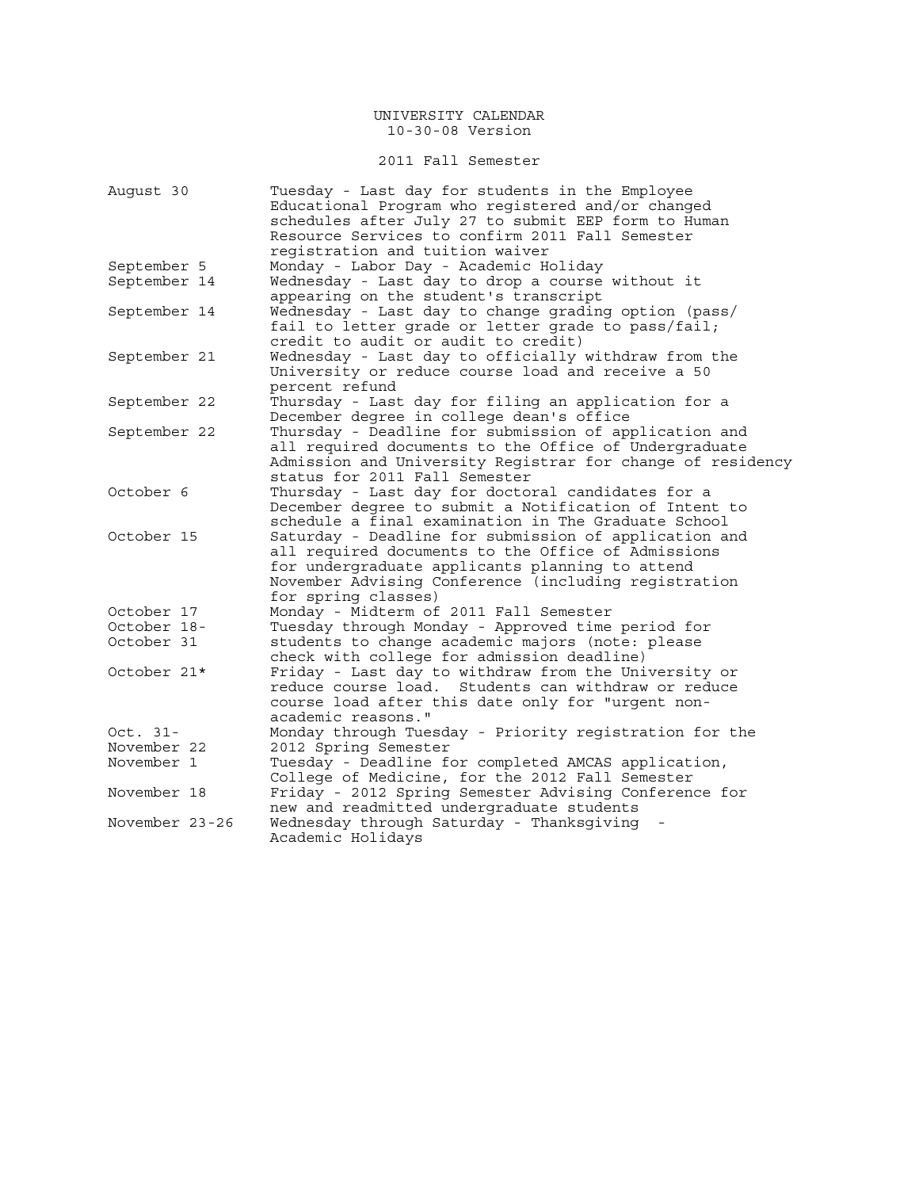# UNIVERSITY CALENDAR

10-30-08 Version

## 2011 Fall Semester

| Date | Event |
| --- | --- |
| August 30 | Tuesday - Last day for students in the Employee Educational Program who registered and/or changed schedules after July 27 to submit EEP form to Human Resource Services to confirm 2011 Fall Semester registration and tuition waiver |
| September 5 | Monday - Labor Day - Academic Holiday |
| September 14 | Wednesday - Last day to drop a course without it appearing on the student's transcript |
| September 14 | Wednesday - Last day to change grading option (pass/fail to letter grade or letter grade to pass/fail; credit to audit or audit to credit) |
| September 21 | Wednesday - Last day to officially withdraw from the University or reduce course load and receive a 50 percent refund |
| September 22 | Thursday - Last day for filing an application for a December degree in college dean's office |
| September 22 | Thursday - Deadline for submission of application and all required documents to the Office of Undergraduate Admission and University Registrar for change of residency status for 2011 Fall Semester |
| October 6 | Thursday - Last day for doctoral candidates for a December degree to submit a Notification of Intent to schedule a final examination in The Graduate School |
| October 15 | Saturday - Deadline for submission of application and all required documents to the Office of Admissions for undergraduate applicants planning to attend November Advising Conference (including registration for spring classes) |
| October 17 | Monday - Midterm of 2011 Fall Semester |
| October 18-October 31 | Tuesday through Monday - Approved time period for students to change academic majors (note: please check with college for admission deadline) |
| October 21* | Friday - Last day to withdraw from the University or reduce course load. Students can withdraw or reduce course load after this date only for "urgent non-academic reasons." |
| Oct. 31-November 22 | Monday through Tuesday - Priority registration for the 2012 Spring Semester |
| November 1 | Tuesday - Deadline for completed AMCAS application, College of Medicine, for the 2012 Fall Semester |
| November 18 | Friday - 2012 Spring Semester Advising Conference for new and readmitted undergraduate students |
| November 23-26 | Wednesday through Saturday - Thanksgiving - Academic Holidays |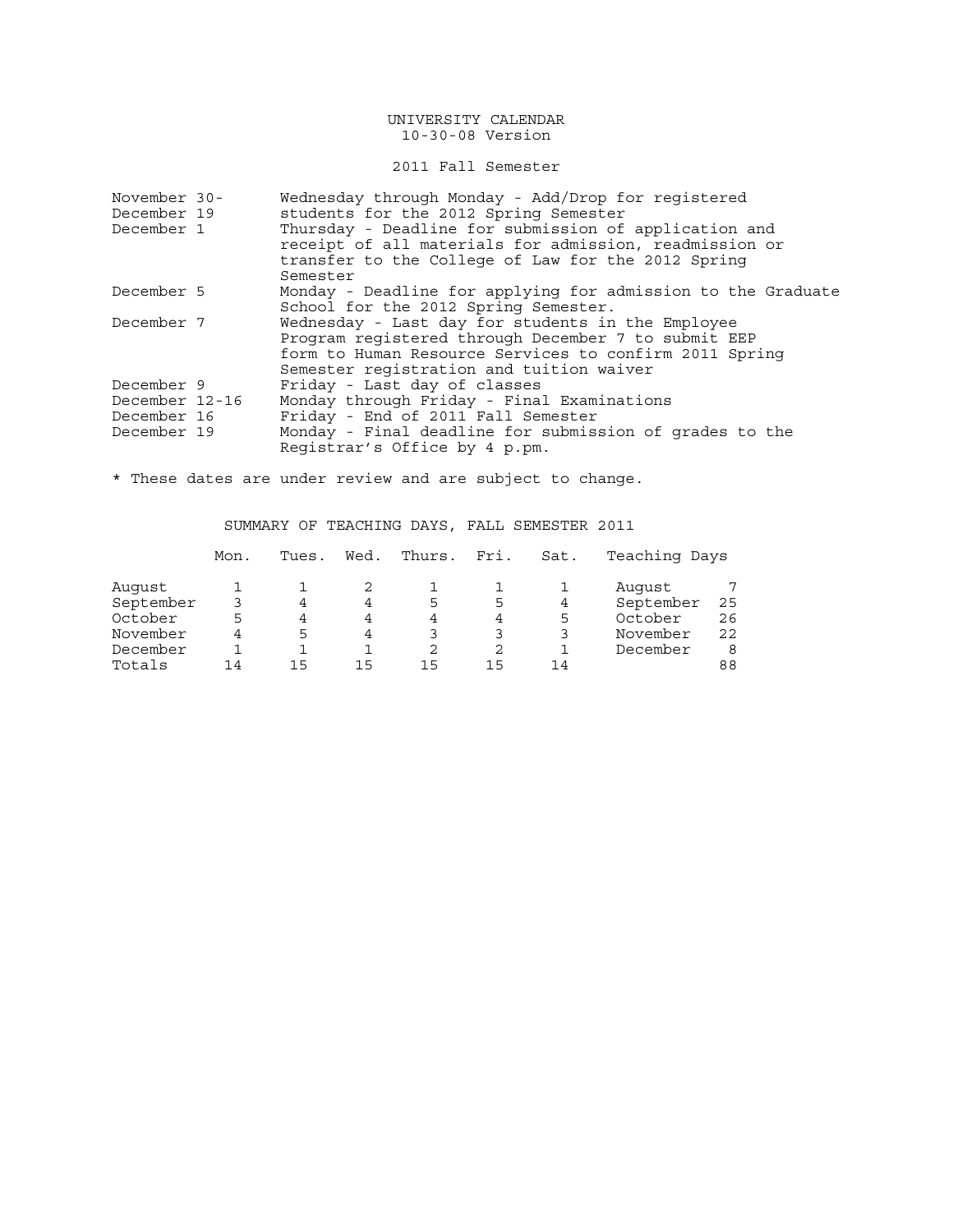UNIVERSITY CALENDAR
10-30-08 Version

## 2011 Fall Semester

| | |
|---|---|
| November 30-December 19 | Wednesday through Monday - Add/Drop for registered students for the 2012 Spring Semester |
| December 1 | Thursday - Deadline for submission of application and receipt of all materials for admission, readmission or transfer to the College of Law for the 2012 Spring Semester |
| December 5 | Monday - Deadline for applying for admission to the Graduate School for the 2012 Spring Semester. |
| December 7 | Wednesday - Last day for students in the Employee Program registered through December 7 to submit EEP form to Human Resource Services to confirm 2011 Spring Semester registration and tuition waiver |
| December 9 | Friday - Last day of classes |
| December 12-16 | Monday through Friday - Final Examinations |
| December 16 | Friday - End of 2011 Fall Semester |
| December 19 | Monday - Final deadline for submission of grades to the Registrar's Office by 4 p.pm. |

* These dates are under review and are subject to change.

## SUMMARY OF TEACHING DAYS, FALL SEMESTER 2011

| | Mon. | Tues. | Wed. | Thurs. | Fri. | Sat. | Teaching Days | |
|---|---|---|---|---|---|---|---|---|
| August | 1 | 1 | 2 | 1 | 1 | 1 | August | 7 |
| September | 3 | 4 | 4 | 5 | 5 | 4 | September | 25 |
| October | 5 | 4 | 4 | 4 | 4 | 5 | October | 26 |
| November | 4 | 5 | 4 | 3 | 3 | 3 | November | 22 |
| December | 1 | 1 | 1 | 2 | 2 | 1 | December | 8 |
| Totals | 14 | 15 | 15 | 15 | 15 | 14 | | 88 |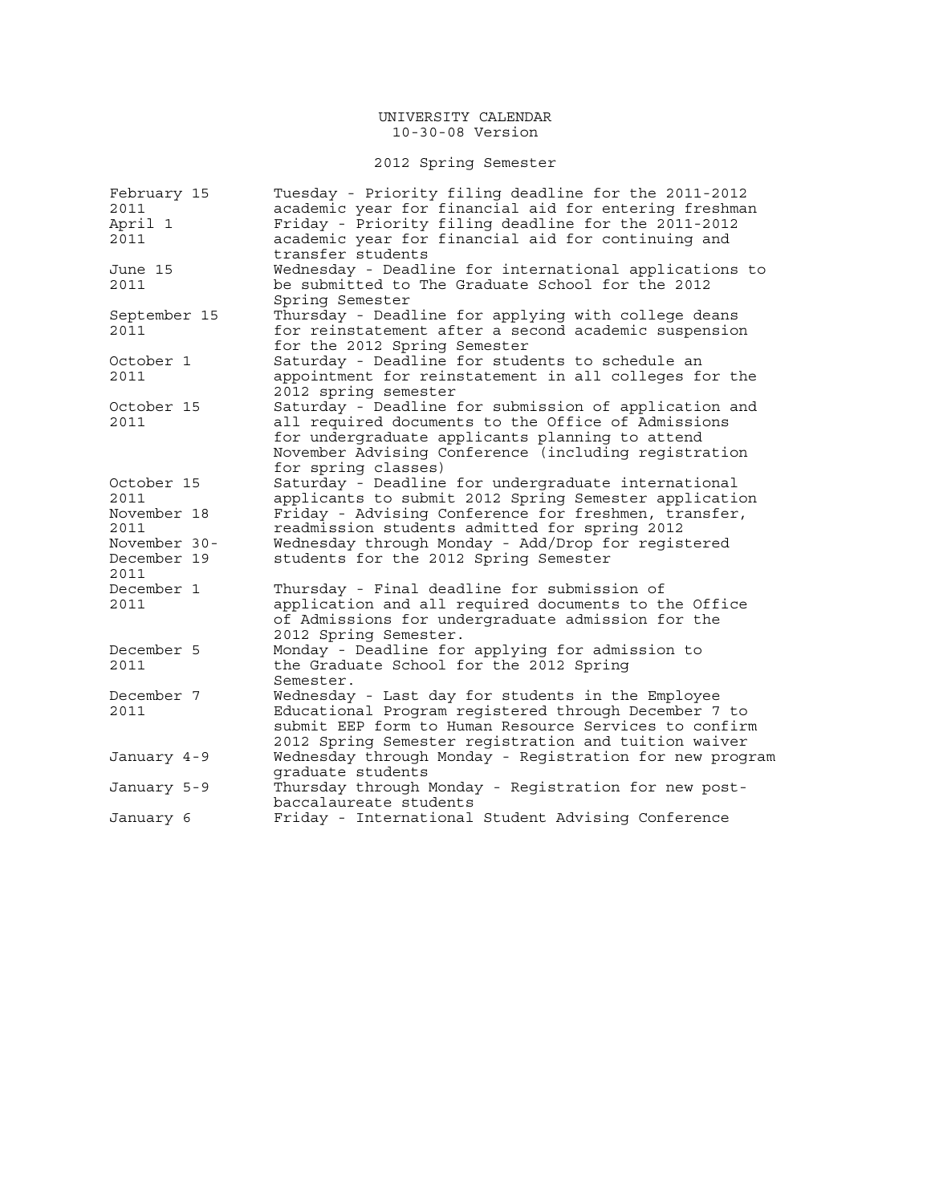# UNIVERSITY CALENDAR

10-30-08 Version

## 2012 Spring Semester

| Date | Event |
| --- | --- |
| February 15 2011 | Tuesday - Priority filing deadline for the 2011-2012 academic year for financial aid for entering freshman |
| April 1 2011 | Friday - Priority filing deadline for the 2011-2012 academic year for financial aid for continuing and transfer students |
| June 15 2011 | Wednesday - Deadline for international applications to be submitted to The Graduate School for the 2012 Spring Semester |
| September 15 2011 | Thursday - Deadline for applying with college deans for reinstatement after a second academic suspension for the 2012 Spring Semester |
| October 1 2011 | Saturday - Deadline for students to schedule an appointment for reinstatement in all colleges for the 2012 spring semester |
| October 15 2011 | Saturday - Deadline for submission of application and all required documents to the Office of Admissions for undergraduate applicants planning to attend November Advising Conference (including registration for spring classes) |
| October 15 2011 | Saturday - Deadline for undergraduate international applicants to submit 2012 Spring Semester application |
| November 18 2011 | Friday - Advising Conference for freshmen, transfer, readmission students admitted for spring 2012 |
| November 30-December 19 2011 | Wednesday through Monday - Add/Drop for registered students for the 2012 Spring Semester |
| December 1 2011 | Thursday - Final deadline for submission of application and all required documents to the Office of Admissions for undergraduate admission for the 2012 Spring Semester. |
| December 5 2011 | Monday - Deadline for applying for admission to the Graduate School for the 2012 Spring Semester. |
| December 7 2011 | Wednesday - Last day for students in the Employee Educational Program registered through December 7 to submit EEP form to Human Resource Services to confirm 2012 Spring Semester registration and tuition waiver |
| January 4-9 | Wednesday through Monday - Registration for new program graduate students |
| January 5-9 | Thursday through Monday - Registration for new post-baccalaureate students |
| January 6 | Friday - International Student Advising Conference |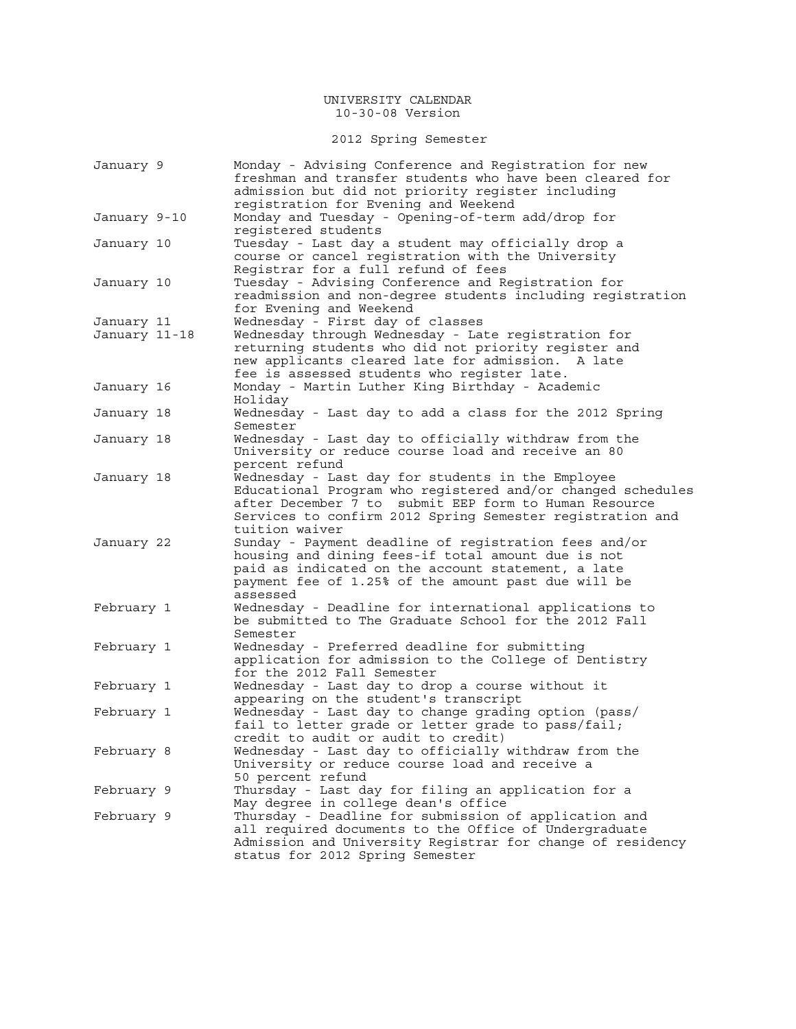# UNIVERSITY CALENDAR

10-30-08 Version

## 2012 Spring Semester

| Date | Event |
|---|---|
| January 9 | Monday - Advising Conference and Registration for new freshman and transfer students who have been cleared for admission but did not priority register including registration for Evening and Weekend |
| January 9-10 | Monday and Tuesday - Opening-of-term add/drop for registered students |
| January 10 | Tuesday - Last day a student may officially drop a course or cancel registration with the University Registrar for a full refund of fees |
| January 10 | Tuesday - Advising Conference and Registration for readmission and non-degree students including registration for Evening and Weekend |
| January 11 | Wednesday - First day of classes |
| January 11-18 | Wednesday through Wednesday - Late registration for returning students who did not priority register and new applicants cleared late for admission. A late fee is assessed students who register late. |
| January 16 | Monday - Martin Luther King Birthday - Academic Holiday |
| January 18 | Wednesday - Last day to add a class for the 2012 Spring Semester |
| January 18 | Wednesday - Last day to officially withdraw from the University or reduce course load and receive an 80 percent refund |
| January 18 | Wednesday - Last day for students in the Employee Educational Program who registered and/or changed schedules after December 7 to submit EEP form to Human Resource Services to confirm 2012 Spring Semester registration and tuition waiver |
| January 22 | Sunday - Payment deadline of registration fees and/or housing and dining fees-if total amount due is not paid as indicated on the account statement, a late payment fee of 1.25% of the amount past due will be assessed |
| February 1 | Wednesday - Deadline for international applications to be submitted to The Graduate School for the 2012 Fall Semester |
| February 1 | Wednesday - Preferred deadline for submitting application for admission to the College of Dentistry for the 2012 Fall Semester |
| February 1 | Wednesday - Last day to drop a course without it appearing on the student's transcript |
| February 1 | Wednesday - Last day to change grading option (pass/fail to letter grade or letter grade to pass/fail; credit to audit or audit to credit) |
| February 8 | Wednesday - Last day to officially withdraw from the University or reduce course load and receive a 50 percent refund |
| February 9 | Thursday - Last day for filing an application for a May degree in college dean's office |
| February 9 | Thursday - Deadline for submission of application and all required documents to the Office of Undergraduate Admission and University Registrar for change of residency status for 2012 Spring Semester |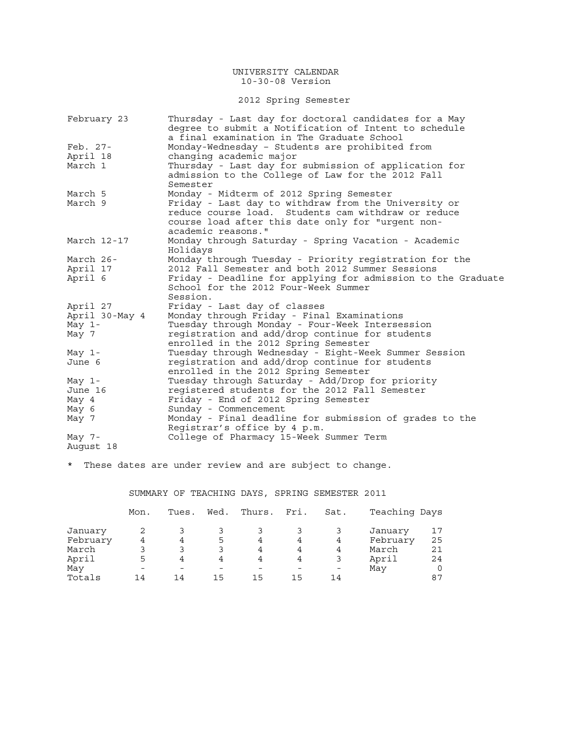# UNIVERSITY CALENDAR

10-30-08 Version

## 2012 Spring Semester

| Date | Event |
|---|---|
| February 23 | Thursday - Last day for doctoral candidates for a May degree to submit a Notification of Intent to schedule a final examination in The Graduate School |
| Feb. 27- April 18 | Monday-Wednesday – Students are prohibited from changing academic major |
| March 1 | Thursday - Last day for submission of application for admission to the College of Law for the 2012 Fall Semester |
| March 5 | Monday - Midterm of 2012 Spring Semester |
| March 9 | Friday - Last day to withdraw from the University or reduce course load. Students cam withdraw or reduce course load after this date only for "urgent non-academic reasons." |
| March 12-17 | Monday through Saturday - Spring Vacation - Academic Holidays |
| March 26- April 17 | Monday through Tuesday - Priority registration for the 2012 Fall Semester and both 2012 Summer Sessions |
| April 6 | Friday - Deadline for applying for admission to the Graduate School for the 2012 Four-Week Summer Session. |
| April 27 | Friday - Last day of classes |
| April 30-May 4 | Monday through Friday - Final Examinations |
| May 1- May 7 | Tuesday through Monday - Four-Week Intersession registration and add/drop continue for students enrolled in the 2012 Spring Semester |
| May 1- June 6 | Tuesday through Wednesday - Eight-Week Summer Session registration and add/drop continue for students enrolled in the 2012 Spring Semester |
| May 1- June 16 | Tuesday through Saturday - Add/Drop for priority registered students for the 2012 Fall Semester |
| May 4 | Friday - End of 2012 Spring Semester |
| May 6 | Sunday - Commencement |
| May 7 | Monday - Final deadline for submission of grades to the Registrar's office by 4 p.m. |
| May 7- August 18 | College of Pharmacy 15-Week Summer Term |

* These dates are under review and are subject to change.

## SUMMARY OF TEACHING DAYS, SPRING SEMESTER 2011

| | Mon. | Tues. | Wed. | Thurs. | Fri. | Sat. | Teaching Days | |
|---|---|---|---|---|---|---|---|---|
| January | 2 | 3 | 3 | 3 | 3 | 3 | January | 17 |
| February | 4 | 4 | 5 | 4 | 4 | 4 | February | 25 |
| March | 3 | 3 | 3 | 4 | 4 | 4 | March | 21 |
| April | 5 | 4 | 4 | 4 | 4 | 3 | April | 24 |
| May | - | - | - | - | - | - | May | 0 |
| Totals | 14 | 14 | 15 | 15 | 15 | 14 | | 87 |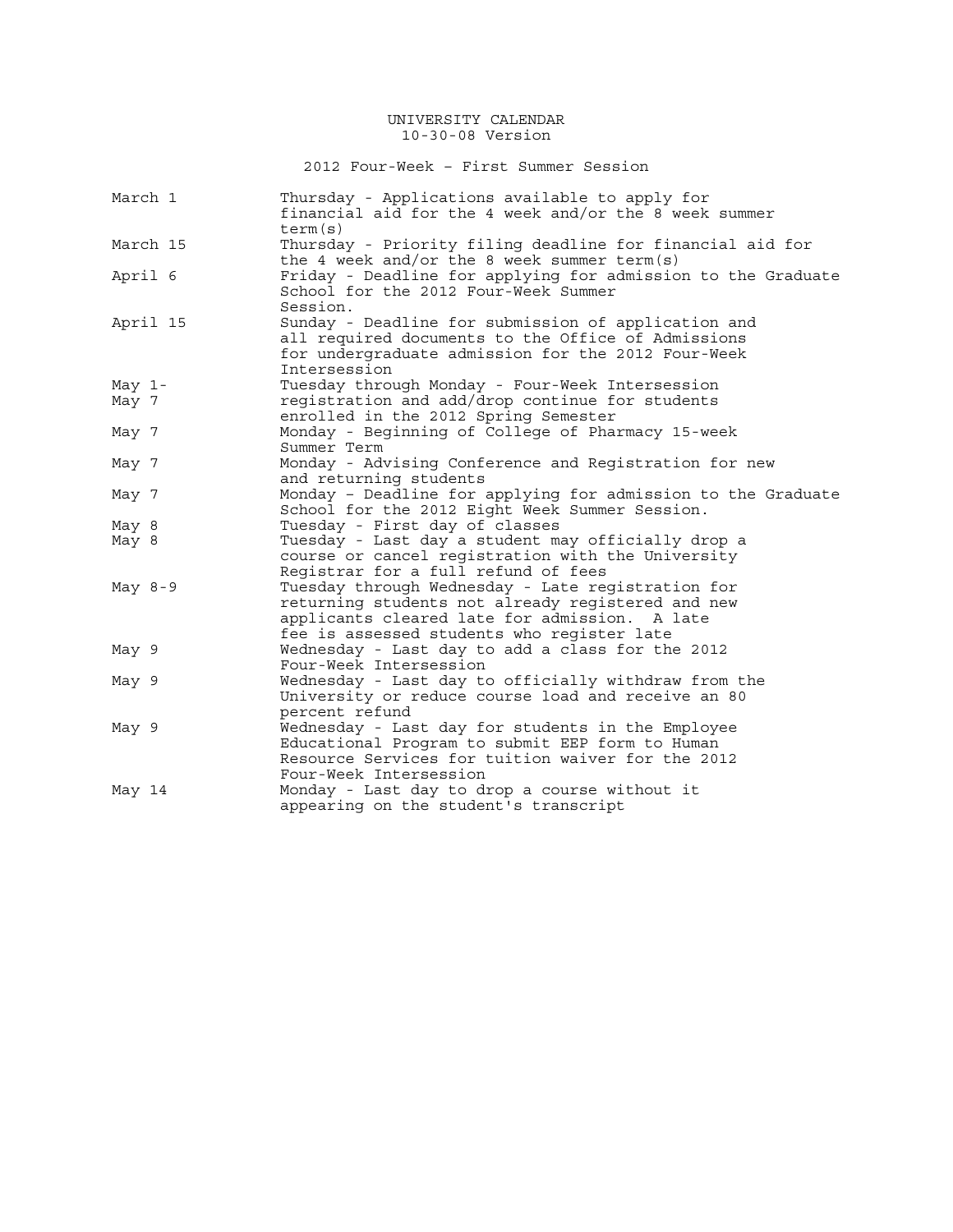UNIVERSITY CALENDAR
10-30-08 Version

## 2012 Four-Week – First Summer Session

| Date | Event |
| --- | --- |
| March 1 | Thursday - Applications available to apply for financial aid for the 4 week and/or the 8 week summer term(s) |
| March 15 | Thursday - Priority filing deadline for financial aid for the 4 week and/or the 8 week summer term(s) |
| April 6 | Friday - Deadline for applying for admission to the Graduate School for the 2012 Four-Week Summer Session. |
| April 15 | Sunday - Deadline for submission of application and all required documents to the Office of Admissions for undergraduate admission for the 2012 Four-Week Intersession |
| May 1- May 7 | Tuesday through Monday - Four-Week Intersession registration and add/drop continue for students enrolled in the 2012 Spring Semester |
| May 7 | Monday - Beginning of College of Pharmacy 15-week Summer Term |
| May 7 | Monday - Advising Conference and Registration for new and returning students |
| May 7 | Monday – Deadline for applying for admission to the Graduate School for the 2012 Eight Week Summer Session. |
| May 8 | Tuesday - First day of classes |
| May 8 | Tuesday - Last day a student may officially drop a course or cancel registration with the University Registrar for a full refund of fees |
| May 8-9 | Tuesday through Wednesday - Late registration for returning students not already registered and new applicants cleared late for admission. A late fee is assessed students who register late |
| May 9 | Wednesday - Last day to add a class for the 2012 Four-Week Intersession |
| May 9 | Wednesday - Last day to officially withdraw from the University or reduce course load and receive an 80 percent refund |
| May 9 | Wednesday - Last day for students in the Employee Educational Program to submit EEP form to Human Resource Services for tuition waiver for the 2012 Four-Week Intersession |
| May 14 | Monday - Last day to drop a course without it appearing on the student's transcript |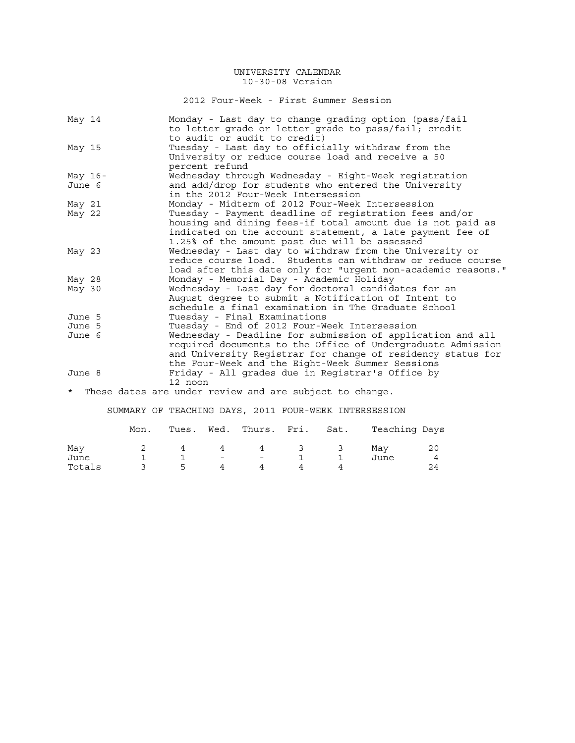# UNIVERSITY CALENDAR

10-30-08 Version

## 2012 Four-Week - First Summer Session

| | |
|---|---|
| May 14 | Monday - Last day to change grading option (pass/fail to letter grade or letter grade to pass/fail; credit to audit or audit to credit) |
| May 15 | Tuesday - Last day to officially withdraw from the University or reduce course load and receive a 50 percent refund |
| May 16-June 6 | Wednesday through Wednesday - Eight-Week registration and add/drop for students who entered the University in the 2012 Four-Week Intersession |
| May 21 | Monday - Midterm of 2012 Four-Week Intersession |
| May 22 | Tuesday - Payment deadline of registration fees and/or housing and dining fees-if total amount due is not paid as indicated on the account statement, a late payment fee of 1.25% of the amount past due will be assessed |
| May 23 | Wednesday - Last day to withdraw from the University or reduce course load. Students can withdraw or reduce course load after this date only for "urgent non-academic reasons." |
| May 28 | Monday - Memorial Day - Academic Holiday |
| May 30 | Wednesday - Last day for doctoral candidates for an August degree to submit a Notification of Intent to schedule a final examination in The Graduate School |
| June 5 | Tuesday - Final Examinations |
| June 5 | Tuesday - End of 2012 Four-Week Intersession |
| June 6 | Wednesday - Deadline for submission of application and all required documents to the Office of Undergraduate Admission and University Registrar for change of residency status for the Four-Week and the Eight-Week Summer Sessions |
| June 8 | Friday - All grades due in Registrar's Office by 12 noon |

* These dates are under review and are subject to change.

### SUMMARY OF TEACHING DAYS, 2011 FOUR-WEEK INTERSESSION

| | Mon. | Tues. | Wed. | Thurs. | Fri. | Sat. | Teaching Days | |
|---|---|---|---|---|---|---|---|---|
| May | 2 | 4 | 4 | 4 | 3 | 3 | May | 20 |
| June | 1 | 1 | - | - | 1 | 1 | June | 4 |
| Totals | 3 | 5 | 4 | 4 | 4 | 4 | | 24 |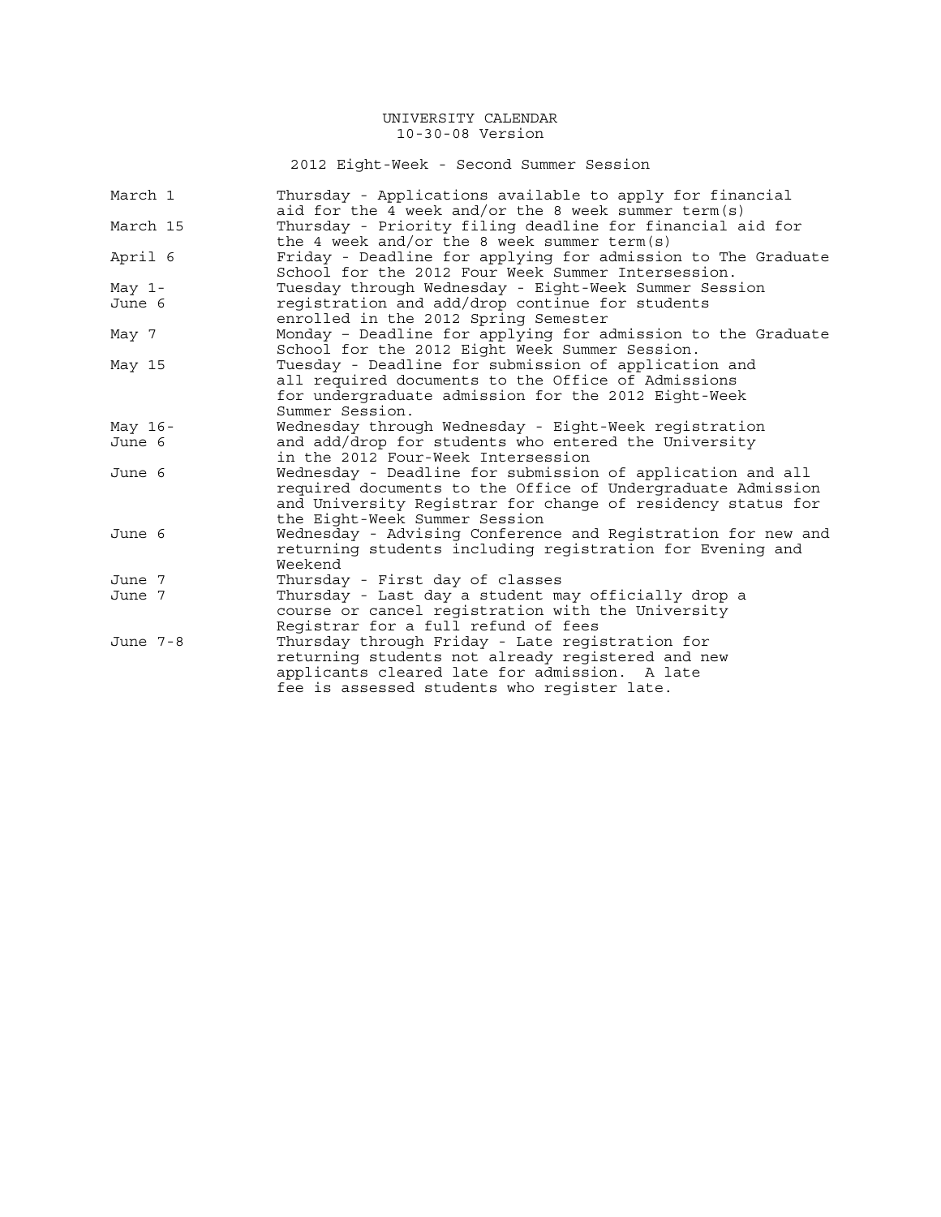# UNIVERSITY CALENDAR

10-30-08 Version

## 2012 Eight-Week - Second Summer Session

| Date | Event |
|---|---|
| March 1 | Thursday - Applications available to apply for financial aid for the 4 week and/or the 8 week summer term(s) |
| March 15 | Thursday - Priority filing deadline for financial aid for the 4 week and/or the 8 week summer term(s) |
| April 6 | Friday - Deadline for applying for admission to The Graduate School for the 2012 Four Week Summer Intersession. |
| May 1- June 6 | Tuesday through Wednesday - Eight-Week Summer Session registration and add/drop continue for students enrolled in the 2012 Spring Semester |
| May 7 | Monday – Deadline for applying for admission to the Graduate School for the 2012 Eight Week Summer Session. |
| May 15 | Tuesday - Deadline for submission of application and all required documents to the Office of Admissions for undergraduate admission for the 2012 Eight-Week Summer Session. |
| May 16- June 6 | Wednesday through Wednesday - Eight-Week registration and add/drop for students who entered the University in the 2012 Four-Week Intersession |
| June 6 | Wednesday - Deadline for submission of application and all required documents to the Office of Undergraduate Admission and University Registrar for change of residency status for the Eight-Week Summer Session |
| June 6 | Wednesday - Advising Conference and Registration for new and returning students including registration for Evening and Weekend |
| June 7 | Thursday - First day of classes |
| June 7 | Thursday - Last day a student may officially drop a course or cancel registration with the University Registrar for a full refund of fees |
| June 7-8 | Thursday through Friday - Late registration for returning students not already registered and new applicants cleared late for admission. A late fee is assessed students who register late. |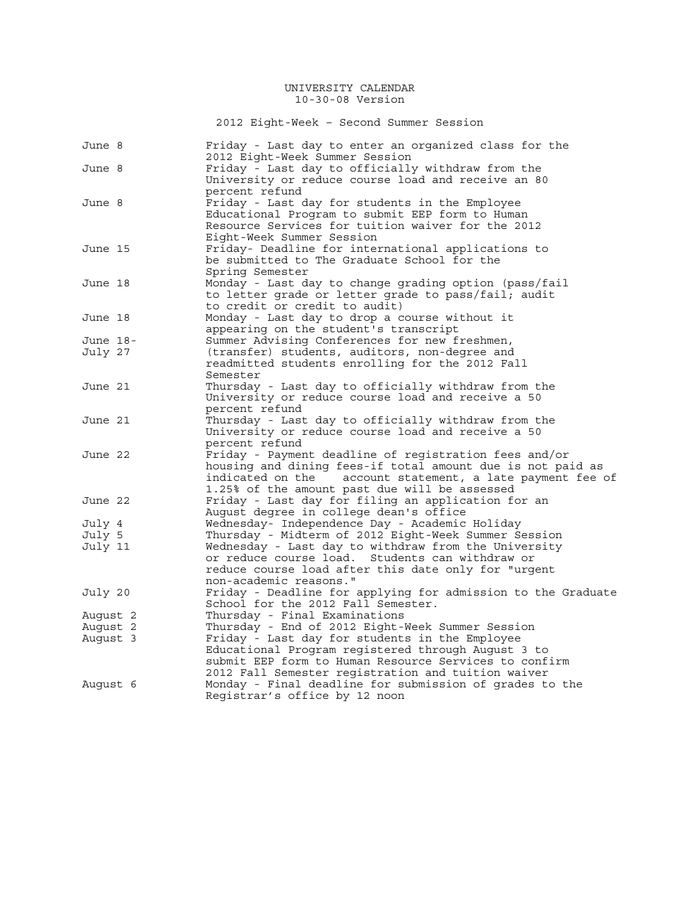# UNIVERSITY CALENDAR

10-30-08 Version

## 2012 Eight-Week – Second Summer Session

| Date | Event |
|---|---|
| June 8 | Friday - Last day to enter an organized class for the 2012 Eight-Week Summer Session |
| June 8 | Friday - Last day to officially withdraw from the University or reduce course load and receive an 80 percent refund |
| June 8 | Friday - Last day for students in the Employee Educational Program to submit EEP form to Human Resource Services for tuition waiver for the 2012 Eight-Week Summer Session |
| June 15 | Friday- Deadline for international applications to be submitted to The Graduate School for the Spring Semester |
| June 18 | Monday - Last day to change grading option (pass/fail to letter grade or letter grade to pass/fail; audit to credit or credit to audit) |
| June 18 | Monday - Last day to drop a course without it appearing on the student's transcript |
| June 18- July 27 | Summer Advising Conferences for new freshmen, (transfer) students, auditors, non-degree and readmitted students enrolling for the 2012 Fall Semester |
| June 21 | Thursday - Last day to officially withdraw from the University or reduce course load and receive a 50 percent refund |
| June 21 | Thursday - Last day to officially withdraw from the University or reduce course load and receive a 50 percent refund |
| June 22 | Friday - Payment deadline of registration fees and/or housing and dining fees-if total amount due is not paid as indicated on the account statement, a late payment fee of 1.25% of the amount past due will be assessed |
| June 22 | Friday - Last day for filing an application for an August degree in college dean's office |
| July 4 | Wednesday- Independence Day - Academic Holiday |
| July 5 | Thursday - Midterm of 2012 Eight-Week Summer Session |
| July 11 | Wednesday - Last day to withdraw from the University or reduce course load. Students can withdraw or reduce course load after this date only for "urgent non-academic reasons." |
| July 20 | Friday - Deadline for applying for admission to the Graduate School for the 2012 Fall Semester. |
| August 2 | Thursday - Final Examinations |
| August 2 | Thursday - End of 2012 Eight-Week Summer Session |
| August 3 | Friday - Last day for students in the Employee Educational Program registered through August 3 to submit EEP form to Human Resource Services to confirm 2012 Fall Semester registration and tuition waiver |
| August 6 | Monday - Final deadline for submission of grades to the Registrar's office by 12 noon |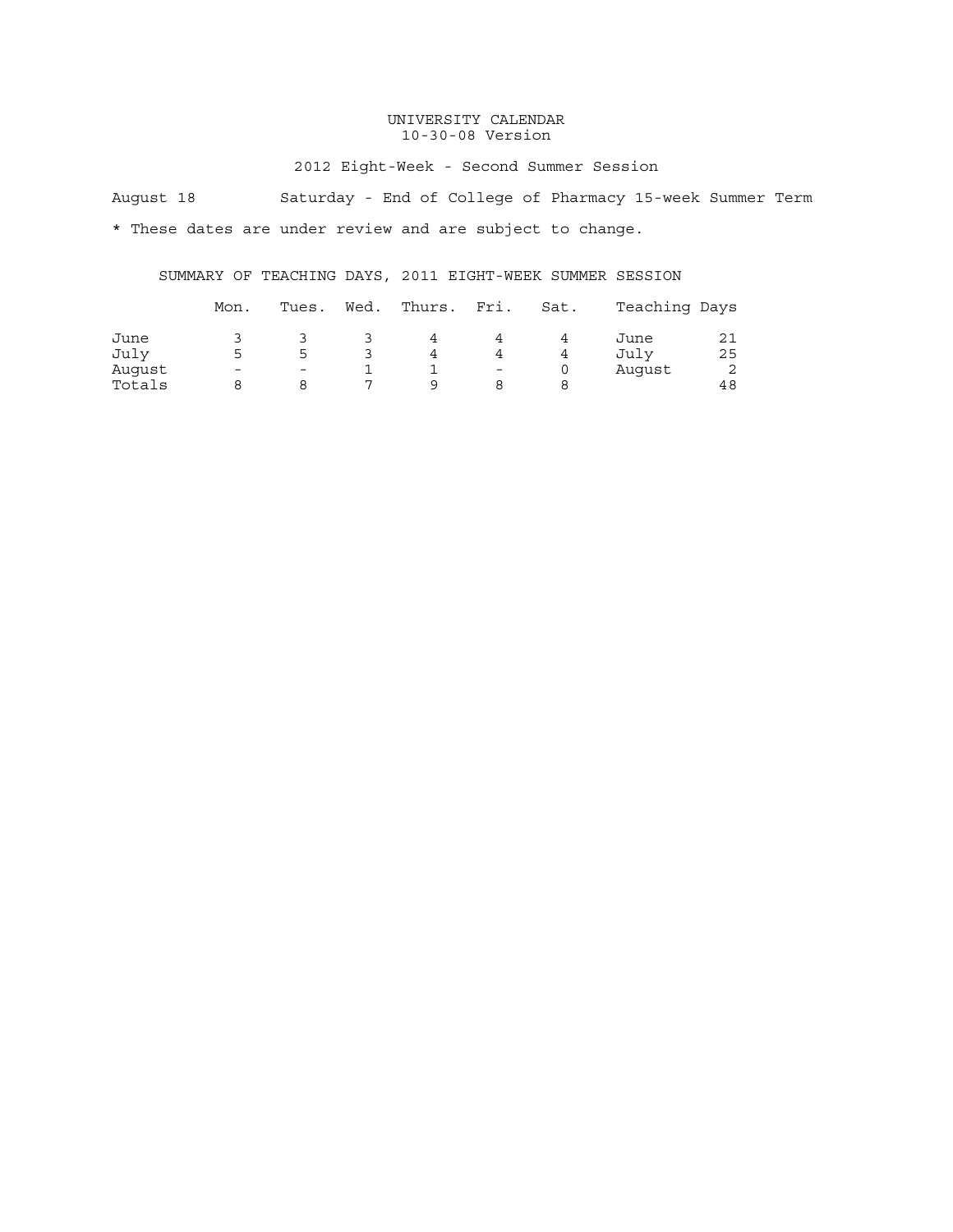UNIVERSITY CALENDAR
10-30-08 Version

## 2012 Eight-Week - Second Summer Session

August 18 — Saturday - End of College of Pharmacy 15-week Summer Term

* These dates are under review and are subject to change.

## SUMMARY OF TEACHING DAYS, 2011 EIGHT-WEEK SUMMER SESSION

| | Mon. | Tues. | Wed. | Thurs. | Fri. | Sat. | Teaching Days | |
|---|---|---|---|---|---|---|---|---|
| June | 3 | 3 | 3 | 4 | 4 | 4 | June | 21 |
| July | 5 | 5 | 3 | 4 | 4 | 4 | July | 25 |
| August | - | - | 1 | 1 | - | 0 | August | 2 |
| Totals | 8 | 8 | 7 | 9 | 8 | 8 | | 48 |